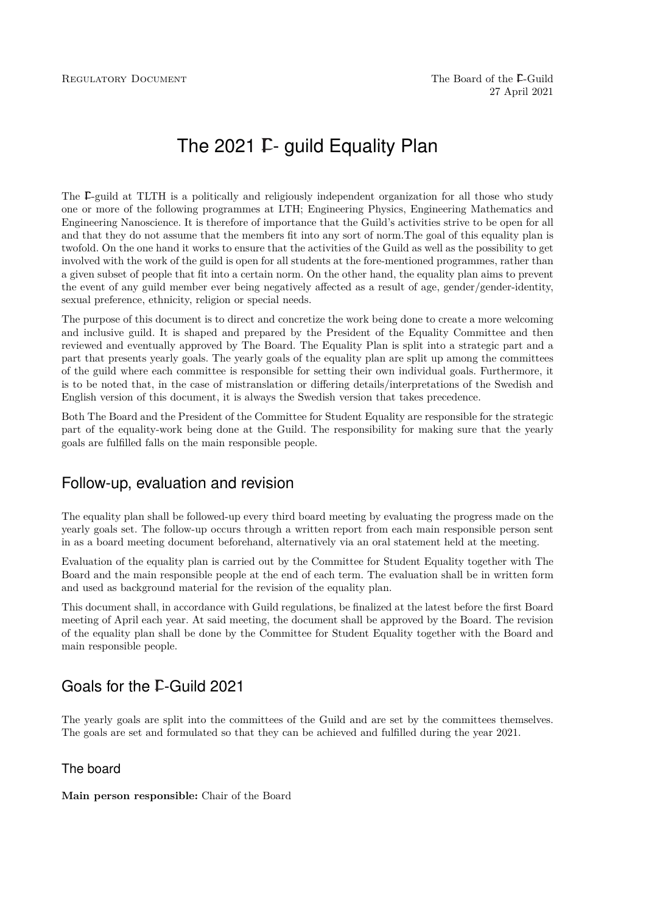Regulatory Document

The Board of the F-Guild
27 April 2021

# The 2021 F- guild Equality Plan

The F-guild at TLTH is a politically and religiously independent organization for all those who study one or more of the following programmes at LTH; Engineering Physics, Engineering Mathematics and Engineering Nanoscience. It is therefore of importance that the Guild's activities strive to be open for all and that they do not assume that the members fit into any sort of norm.The goal of this equality plan is twofold. On the one hand it works to ensure that the activities of the Guild as well as the possibility to get involved with the work of the guild is open for all students at the fore-mentioned programmes, rather than a given subset of people that fit into a certain norm. On the other hand, the equality plan aims to prevent the event of any guild member ever being negatively affected as a result of age, gender/gender-identity, sexual preference, ethnicity, religion or special needs.

The purpose of this document is to direct and concretize the work being done to create a more welcoming and inclusive guild. It is shaped and prepared by the President of the Equality Committee and then reviewed and eventually approved by The Board. The Equality Plan is split into a strategic part and a part that presents yearly goals. The yearly goals of the equality plan are split up among the committees of the guild where each committee is responsible for setting their own individual goals. Furthermore, it is to be noted that, in the case of mistranslation or differing details/interpretations of the Swedish and English version of this document, it is always the Swedish version that takes precedence.

Both The Board and the President of the Committee for Student Equality are responsible for the strategic part of the equality-work being done at the Guild. The responsibility for making sure that the yearly goals are fulfilled falls on the main responsible people.

## Follow-up, evaluation and revision

The equality plan shall be followed-up every third board meeting by evaluating the progress made on the yearly goals set. The follow-up occurs through a written report from each main responsible person sent in as a board meeting document beforehand, alternatively via an oral statement held at the meeting.

Evaluation of the equality plan is carried out by the Committee for Student Equality together with The Board and the main responsible people at the end of each term. The evaluation shall be in written form and used as background material for the revision of the equality plan.

This document shall, in accordance with Guild regulations, be finalized at the latest before the first Board meeting of April each year. At said meeting, the document shall be approved by the Board. The revision of the equality plan shall be done by the Committee for Student Equality together with the Board and main responsible people.

## Goals for the F-Guild 2021

The yearly goals are split into the committees of the Guild and are set by the committees themselves. The goals are set and formulated so that they can be achieved and fulfilled during the year 2021.

### The board

**Main person responsible:** Chair of the Board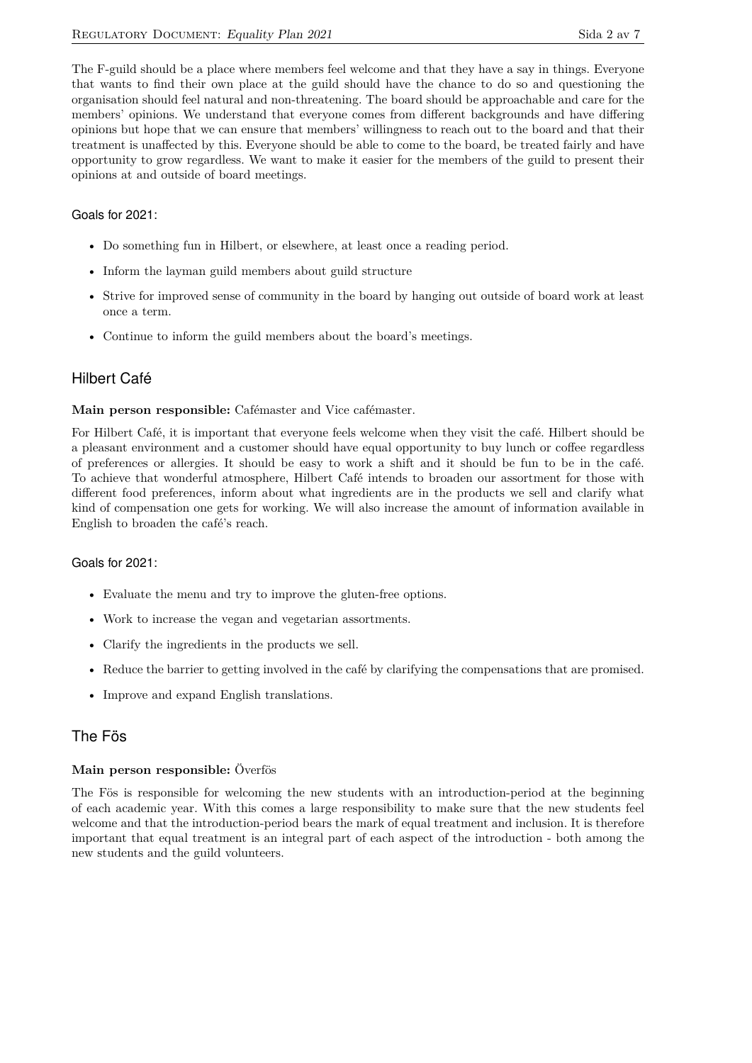The F-guild should be a place where members feel welcome and that they have a say in things. Everyone that wants to find their own place at the guild should have the chance to do so and questioning the organisation should feel natural and non-threatening. The board should be approachable and care for the members' opinions. We understand that everyone comes from different backgrounds and have differing opinions but hope that we can ensure that members' willingness to reach out to the board and that their treatment is unaffected by this. Everyone should be able to come to the board, be treated fairly and have opportunity to grow regardless. We want to make it easier for the members of the guild to present their opinions at and outside of board meetings.

#### Goals for 2021:

- Do something fun in Hilbert, or elsewhere, at least once a reading period.
- Inform the layman guild members about guild structure
- Strive for improved sense of community in the board by hanging out outside of board work at least once a term.
- Continue to inform the guild members about the board's meetings.

### Hilbert Café

**Main person responsible:** Cafémaster and Vice cafémaster.

For Hilbert Café, it is important that everyone feels welcome when they visit the café. Hilbert should be a pleasant environment and a customer should have equal opportunity to buy lunch or coffee regardless of preferences or allergies. It should be easy to work a shift and it should be fun to be in the café. To achieve that wonderful atmosphere, Hilbert Café intends to broaden our assortment for those with different food preferences, inform about what ingredients are in the products we sell and clarify what kind of compensation one gets for working. We will also increase the amount of information available in English to broaden the café's reach.

#### Goals for 2021:

- Evaluate the menu and try to improve the gluten-free options.
- Work to increase the vegan and vegetarian assortments.
- Clarify the ingredients in the products we sell.
- Reduce the barrier to getting involved in the café by clarifying the compensations that are promised.
- Improve and expand English translations.

### The Fös

**Main person responsible:** Överfös

The Fös is responsible for welcoming the new students with an introduction-period at the beginning of each academic year. With this comes a large responsibility to make sure that the new students feel welcome and that the introduction-period bears the mark of equal treatment and inclusion. It is therefore important that equal treatment is an integral part of each aspect of the introduction - both among the new students and the guild volunteers.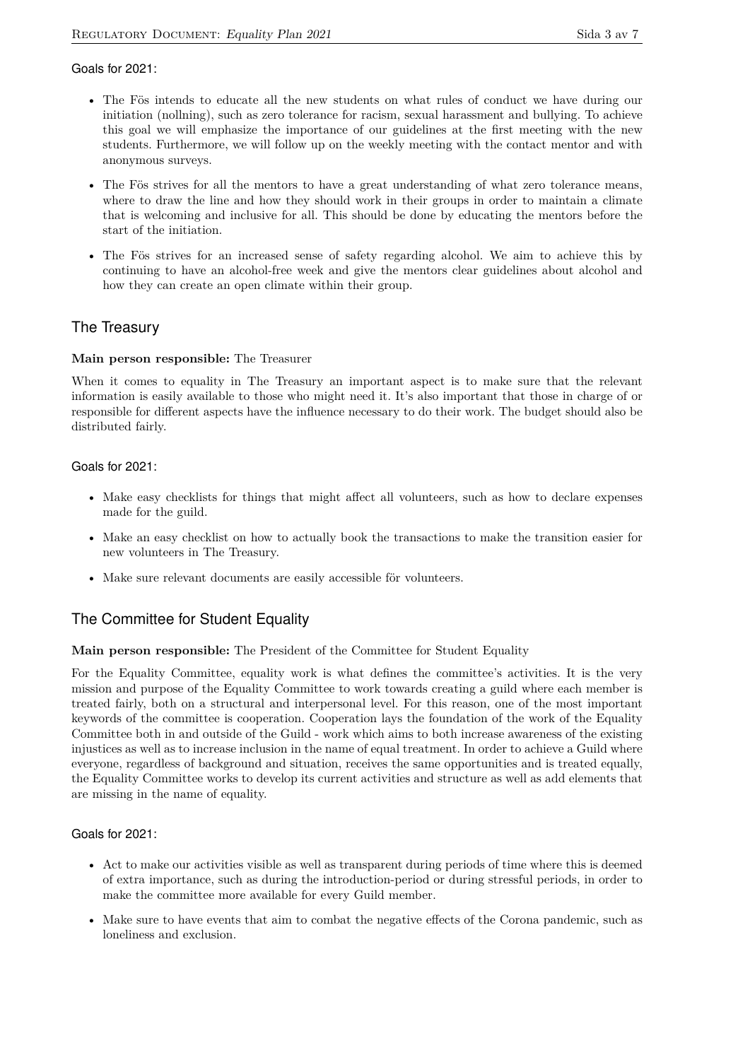Goals for 2021:

- The Fös intends to educate all the new students on what rules of conduct we have during our initiation (nollning), such as zero tolerance for racism, sexual harassment and bullying. To achieve this goal we will emphasize the importance of our guidelines at the first meeting with the new students. Furthermore, we will follow up on the weekly meeting with the contact mentor and with anonymous surveys.
- The Fös strives for all the mentors to have a great understanding of what zero tolerance means, where to draw the line and how they should work in their groups in order to maintain a climate that is welcoming and inclusive for all. This should be done by educating the mentors before the start of the initiation.
- The Fös strives for an increased sense of safety regarding alcohol. We aim to achieve this by continuing to have an alcohol-free week and give the mentors clear guidelines about alcohol and how they can create an open climate within their group.

## The Treasury

**Main person responsible:** The Treasurer

When it comes to equality in The Treasury an important aspect is to make sure that the relevant information is easily available to those who might need it. It's also important that those in charge of or responsible for different aspects have the influence necessary to do their work. The budget should also be distributed fairly.

Goals for 2021:

- Make easy checklists for things that might affect all volunteers, such as how to declare expenses made for the guild.
- Make an easy checklist on how to actually book the transactions to make the transition easier for new volunteers in The Treasury.
- Make sure relevant documents are easily accessible för volunteers.

## The Committee for Student Equality

**Main person responsible:** The President of the Committee for Student Equality

For the Equality Committee, equality work is what defines the committee's activities. It is the very mission and purpose of the Equality Committee to work towards creating a guild where each member is treated fairly, both on a structural and interpersonal level. For this reason, one of the most important keywords of the committee is cooperation. Cooperation lays the foundation of the work of the Equality Committee both in and outside of the Guild - work which aims to both increase awareness of the existing injustices as well as to increase inclusion in the name of equal treatment. In order to achieve a Guild where everyone, regardless of background and situation, receives the same opportunities and is treated equally, the Equality Committee works to develop its current activities and structure as well as add elements that are missing in the name of equality.

Goals for 2021:

- Act to make our activities visible as well as transparent during periods of time where this is deemed of extra importance, such as during the introduction-period or during stressful periods, in order to make the committee more available for every Guild member.
- Make sure to have events that aim to combat the negative effects of the Corona pandemic, such as loneliness and exclusion.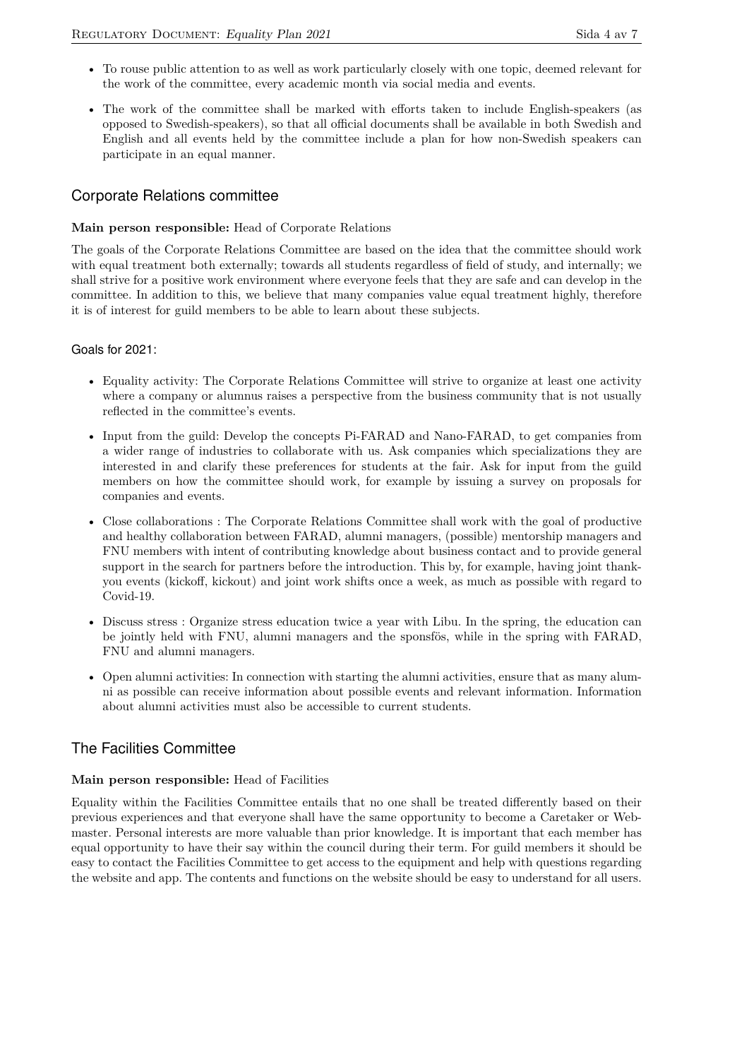- To rouse public attention to as well as work particularly closely with one topic, deemed relevant for the work of the committee, every academic month via social media and events.
- The work of the committee shall be marked with efforts taken to include English-speakers (as opposed to Swedish-speakers), so that all official documents shall be available in both Swedish and English and all events held by the committee include a plan for how non-Swedish speakers can participate in an equal manner.

## Corporate Relations committee

**Main person responsible:** Head of Corporate Relations

The goals of the Corporate Relations Committee are based on the idea that the committee should work with equal treatment both externally; towards all students regardless of field of study, and internally; we shall strive for a positive work environment where everyone feels that they are safe and can develop in the committee. In addition to this, we believe that many companies value equal treatment highly, therefore it is of interest for guild members to be able to learn about these subjects.

### Goals for 2021:

- Equality activity: The Corporate Relations Committee will strive to organize at least one activity where a company or alumnus raises a perspective from the business community that is not usually reflected in the committee's events.
- Input from the guild: Develop the concepts Pi-FARAD and Nano-FARAD, to get companies from a wider range of industries to collaborate with us. Ask companies which specializations they are interested in and clarify these preferences for students at the fair. Ask for input from the guild members on how the committee should work, for example by issuing a survey on proposals for companies and events.
- Close collaborations : The Corporate Relations Committee shall work with the goal of productive and healthy collaboration between FARAD, alumni managers, (possible) mentorship managers and FNU members with intent of contributing knowledge about business contact and to provide general support in the search for partners before the introduction. This by, for example, having joint thank-you events (kickoff, kickout) and joint work shifts once a week, as much as possible with regard to Covid-19.
- Discuss stress : Organize stress education twice a year with Libu. In the spring, the education can be jointly held with FNU, alumni managers and the sponsfös, while in the spring with FARAD, FNU and alumni managers.
- Open alumni activities: In connection with starting the alumni activities, ensure that as many alumni as possible can receive information about possible events and relevant information. Information about alumni activities must also be accessible to current students.

## The Facilities Committee

**Main person responsible:** Head of Facilities

Equality within the Facilities Committee entails that no one shall be treated differently based on their previous experiences and that everyone shall have the same opportunity to become a Caretaker or Webmaster. Personal interests are more valuable than prior knowledge. It is important that each member has equal opportunity to have their say within the council during their term. For guild members it should be easy to contact the Facilities Committee to get access to the equipment and help with questions regarding the website and app. The contents and functions on the website should be easy to understand for all users.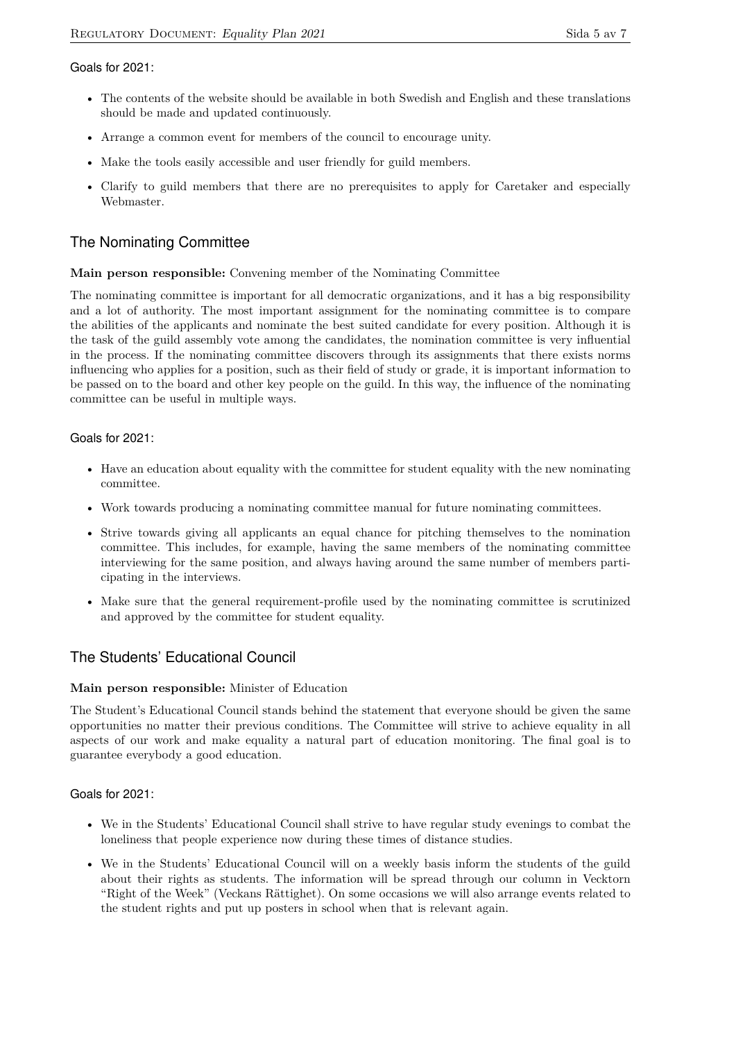Goals for 2021:

- The contents of the website should be available in both Swedish and English and these translations should be made and updated continuously.
- Arrange a common event for members of the council to encourage unity.
- Make the tools easily accessible and user friendly for guild members.
- Clarify to guild members that there are no prerequisites to apply for Caretaker and especially Webmaster.

## The Nominating Committee

**Main person responsible:** Convening member of the Nominating Committee

The nominating committee is important for all democratic organizations, and it has a big responsibility and a lot of authority. The most important assignment for the nominating committee is to compare the abilities of the applicants and nominate the best suited candidate for every position. Although it is the task of the guild assembly vote among the candidates, the nomination committee is very influential in the process. If the nominating committee discovers through its assignments that there exists norms influencing who applies for a position, such as their field of study or grade, it is important information to be passed on to the board and other key people on the guild. In this way, the influence of the nominating committee can be useful in multiple ways.

Goals for 2021:

- Have an education about equality with the committee for student equality with the new nominating committee.
- Work towards producing a nominating committee manual for future nominating committees.
- Strive towards giving all applicants an equal chance for pitching themselves to the nomination committee. This includes, for example, having the same members of the nominating committee interviewing for the same position, and always having around the same number of members participating in the interviews.
- Make sure that the general requirement-profile used by the nominating committee is scrutinized and approved by the committee for student equality.

## The Students' Educational Council

**Main person responsible:** Minister of Education

The Student's Educational Council stands behind the statement that everyone should be given the same opportunities no matter their previous conditions. The Committee will strive to achieve equality in all aspects of our work and make equality a natural part of education monitoring. The final goal is to guarantee everybody a good education.

Goals for 2021:

- We in the Students' Educational Council shall strive to have regular study evenings to combat the loneliness that people experience now during these times of distance studies.
- We in the Students' Educational Council will on a weekly basis inform the students of the guild about their rights as students. The information will be spread through our column in Vecktorn "Right of the Week" (Veckans Rättighet). On some occasions we will also arrange events related to the student rights and put up posters in school when that is relevant again.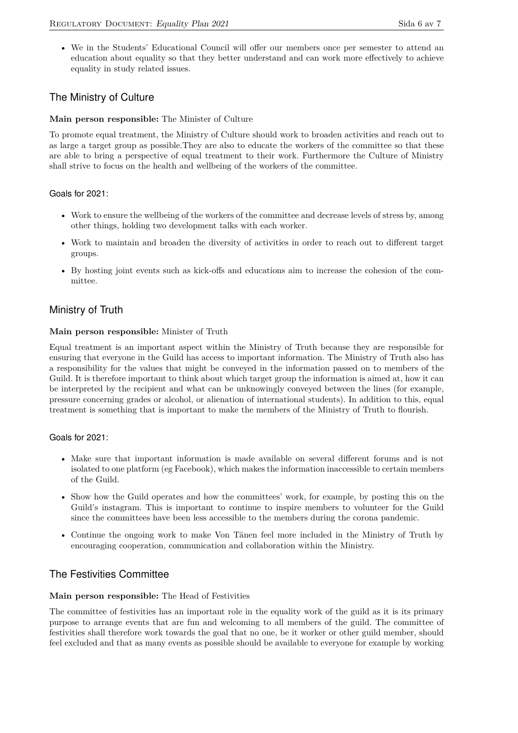- We in the Students' Educational Council will offer our members once per semester to attend an education about equality so that they better understand and can work more effectively to achieve equality in study related issues.

## The Ministry of Culture

**Main person responsible:** The Minister of Culture

To promote equal treatment, the Ministry of Culture should work to broaden activities and reach out to as large a target group as possible.They are also to educate the workers of the committee so that these are able to bring a perspective of equal treatment to their work. Furthermore the Culture of Ministry shall strive to focus on the health and wellbeing of the workers of the committee.

### Goals for 2021:

- Work to ensure the wellbeing of the workers of the committee and decrease levels of stress by, among other things, holding two development talks with each worker.
- Work to maintain and broaden the diversity of activities in order to reach out to different target groups.
- By hosting joint events such as kick-offs and educations aim to increase the cohesion of the committee.

## Ministry of Truth

**Main person responsible:** Minister of Truth

Equal treatment is an important aspect within the Ministry of Truth because they are responsible for ensuring that everyone in the Guild has access to important information. The Ministry of Truth also has a responsibility for the values that might be conveyed in the information passed on to members of the Guild. It is therefore important to think about which target group the information is aimed at, how it can be interpreted by the recipient and what can be unknowingly conveyed between the lines (for example, pressure concerning grades or alcohol, or alienation of international students). In addition to this, equal treatment is something that is important to make the members of the Ministry of Truth to flourish.

### Goals for 2021:

- Make sure that important information is made available on several different forums and is not isolated to one platform (eg Facebook), which makes the information inaccessible to certain members of the Guild.
- Show how the Guild operates and how the committees' work, for example, by posting this on the Guild's instagram. This is important to continue to inspire members to volunteer for the Guild since the committees have been less accessible to the members during the corona pandemic.
- Continue the ongoing work to make Von Tänen feel more included in the Ministry of Truth by encouraging cooperation, communication and collaboration within the Ministry.

## The Festivities Committee

**Main person responsible:** The Head of Festivities

The committee of festivities has an important role in the equality work of the guild as it is its primary purpose to arrange events that are fun and welcoming to all members of the guild. The committee of festivities shall therefore work towards the goal that no one, be it worker or other guild member, should feel excluded and that as many events as possible should be available to everyone for example by working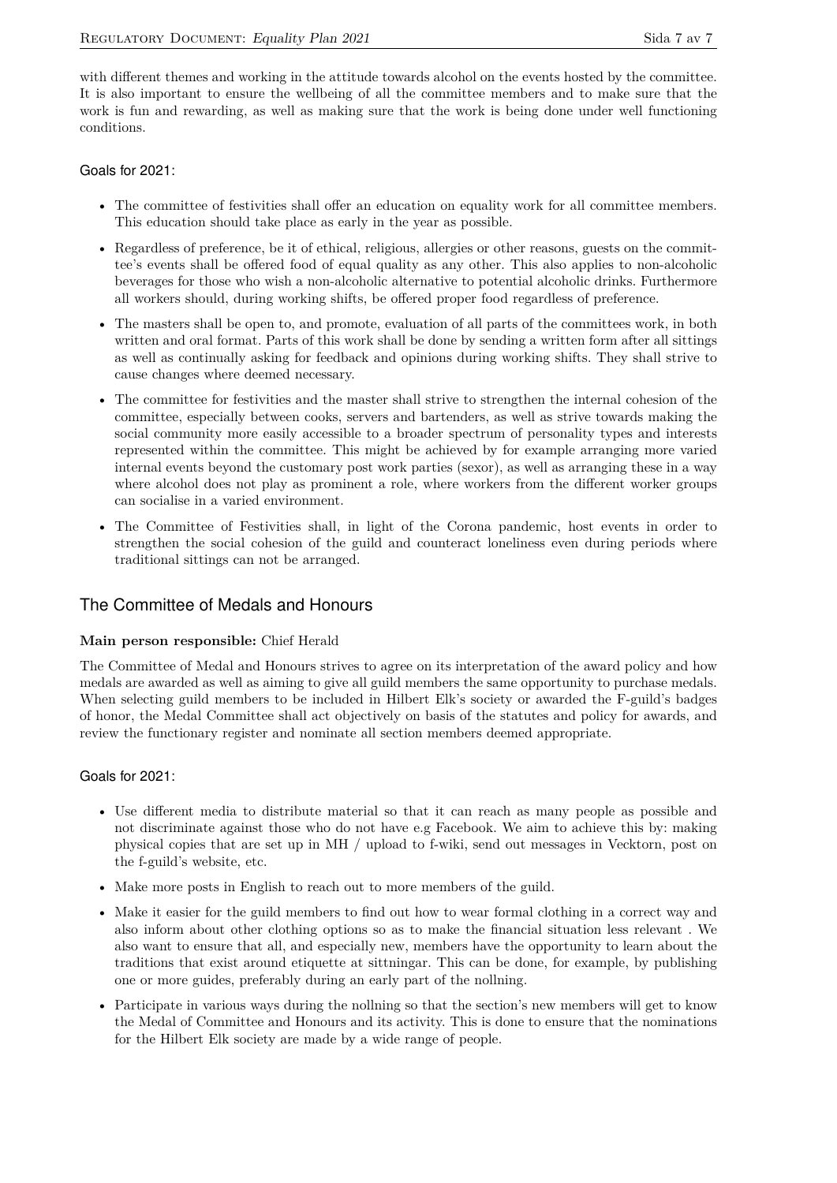with different themes and working in the attitude towards alcohol on the events hosted by the committee. It is also important to ensure the wellbeing of all the committee members and to make sure that the work is fun and rewarding, as well as making sure that the work is being done under well functioning conditions.

Goals for 2021:

- The committee of festivities shall offer an education on equality work for all committee members. This education should take place as early in the year as possible.
- Regardless of preference, be it of ethical, religious, allergies or other reasons, guests on the committee's events shall be offered food of equal quality as any other. This also applies to non-alcoholic beverages for those who wish a non-alcoholic alternative to potential alcoholic drinks. Furthermore all workers should, during working shifts, be offered proper food regardless of preference.
- The masters shall be open to, and promote, evaluation of all parts of the committees work, in both written and oral format. Parts of this work shall be done by sending a written form after all sittings as well as continually asking for feedback and opinions during working shifts. They shall strive to cause changes where deemed necessary.
- The committee for festivities and the master shall strive to strengthen the internal cohesion of the committee, especially between cooks, servers and bartenders, as well as strive towards making the social community more easily accessible to a broader spectrum of personality types and interests represented within the committee. This might be achieved by for example arranging more varied internal events beyond the customary post work parties (sexor), as well as arranging these in a way where alcohol does not play as prominent a role, where workers from the different worker groups can socialise in a varied environment.
- The Committee of Festivities shall, in light of the Corona pandemic, host events in order to strengthen the social cohesion of the guild and counteract loneliness even during periods where traditional sittings can not be arranged.

## The Committee of Medals and Honours

**Main person responsible:** Chief Herald

The Committee of Medal and Honours strives to agree on its interpretation of the award policy and how medals are awarded as well as aiming to give all guild members the same opportunity to purchase medals. When selecting guild members to be included in Hilbert Elk's society or awarded the F-guild's badges of honor, the Medal Committee shall act objectively on basis of the statutes and policy for awards, and review the functionary register and nominate all section members deemed appropriate.

Goals for 2021:

- Use different media to distribute material so that it can reach as many people as possible and not discriminate against those who do not have e.g Facebook. We aim to achieve this by: making physical copies that are set up in MH / upload to f-wiki, send out messages in Vecktorn, post on the f-guild's website, etc.
- Make more posts in English to reach out to more members of the guild.
- Make it easier for the guild members to find out how to wear formal clothing in a correct way and also inform about other clothing options so as to make the financial situation less relevant . We also want to ensure that all, and especially new, members have the opportunity to learn about the traditions that exist around etiquette at sittningar. This can be done, for example, by publishing one or more guides, preferably during an early part of the nollning.
- Participate in various ways during the nollning so that the section's new members will get to know the Medal of Committee and Honours and its activity. This is done to ensure that the nominations for the Hilbert Elk society are made by a wide range of people.